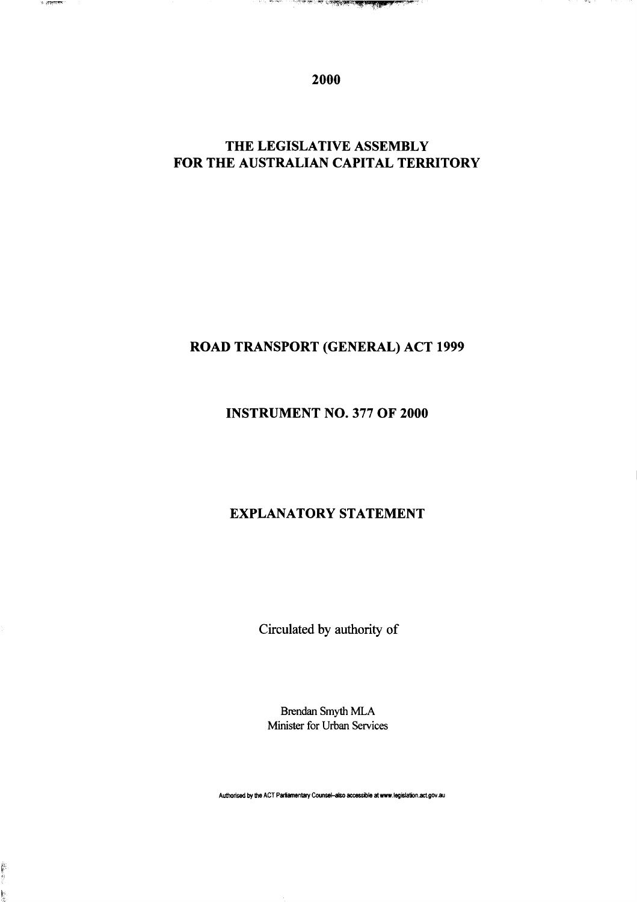**2000**

# THE LEGISLATIVE ASSEMBLY FOR THE AUSTRALIAN CAPITAL TERRITORY

## ROAD TRANSPORT (GENERAL) ACT 1999

## INSTRUMENT NO. 377 OF 2000

## EXPLANATORY STATEMENT

Circulated by authority of

Brendan Smyth MLA
Minister for Urban Services

Authorised by the ACT Parliamentary Counsel–also accessible at www.legislation.act.gov.au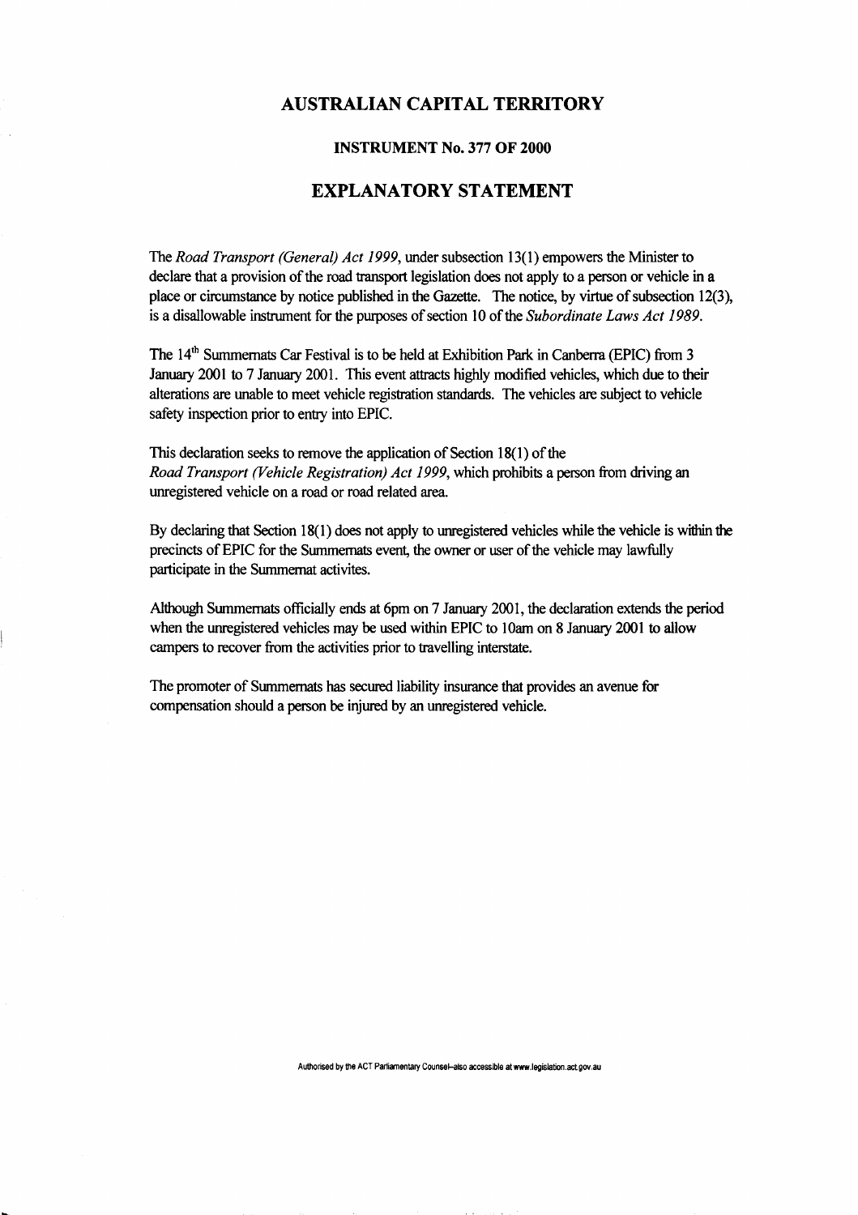# AUSTRALIAN CAPITAL TERRITORY

## INSTRUMENT No. 377 OF 2000

## EXPLANATORY STATEMENT

The *Road Transport (General) Act 1999*, under subsection 13(1) empowers the Minister to declare that a provision of the road transport legislation does not apply to a person or vehicle in a place or circumstance by notice published in the Gazette. The notice, by virtue of subsection 12(3), is a disallowable instrument for the purposes of section 10 of the *Subordinate Laws Act 1989*.

The 14th Summernats Car Festival is to be held at Exhibition Park in Canberra (EPIC) from 3 January 2001 to 7 January 2001. This event attracts highly modified vehicles, which due to their alterations are unable to meet vehicle registration standards. The vehicles are subject to vehicle safety inspection prior to entry into EPIC.

This declaration seeks to remove the application of Section 18(1) of the *Road Transport (Vehicle Registration) Act 1999*, which prohibits a person from driving an unregistered vehicle on a road or road related area.

By declaring that Section 18(1) does not apply to unregistered vehicles while the vehicle is within the precincts of EPIC for the Summernats event, the owner or user of the vehicle may lawfully participate in the Summernat activites.

Although Summernats officially ends at 6pm on 7 January 2001, the declaration extends the period when the unregistered vehicles may be used within EPIC to 10am on 8 January 2001 to allow campers to recover from the activities prior to travelling interstate.

The promoter of Summernats has secured liability insurance that provides an avenue for compensation should a person be injured by an unregistered vehicle.